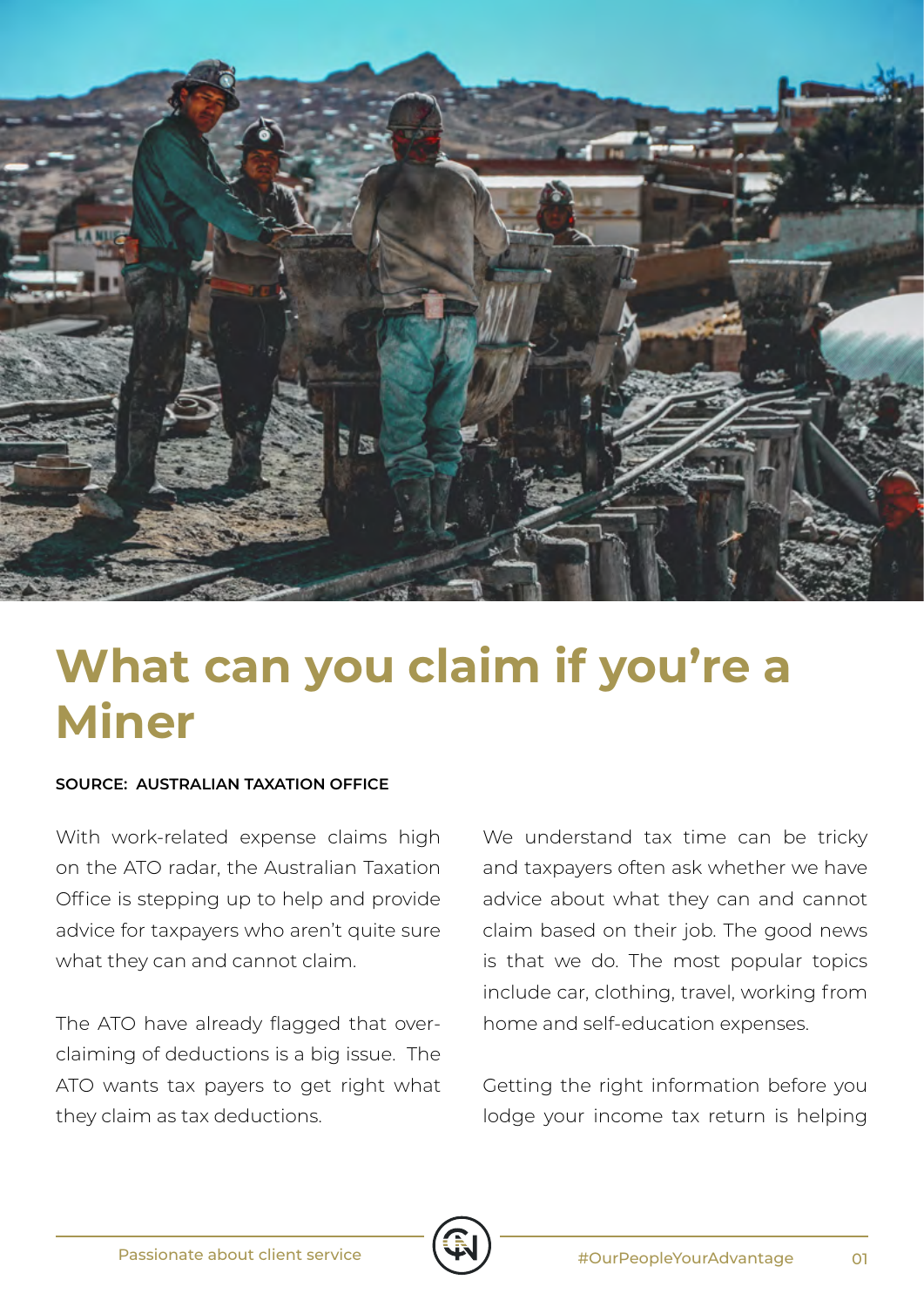# What can you claim if you're a Miner

**SOURCE: AUSTRALIAN TAXATION OFFICE**

With work-related expense claims high on the ATO radar, the Australian Taxation Office is stepping up to help and provide advice for taxpayers who aren't quite sure what they can and cannot claim.

The ATO have already flagged that over-claiming of deductions is a big issue. The ATO wants tax payers to get right what they claim as tax deductions.

We understand tax time can be tricky and taxpayers often ask whether we have advice about what they can and cannot claim based on their job. The good news is that we do. The most popular topics include car, clothing, travel, working from home and self-education expenses.

Getting the right information before you lodge your income tax return is helping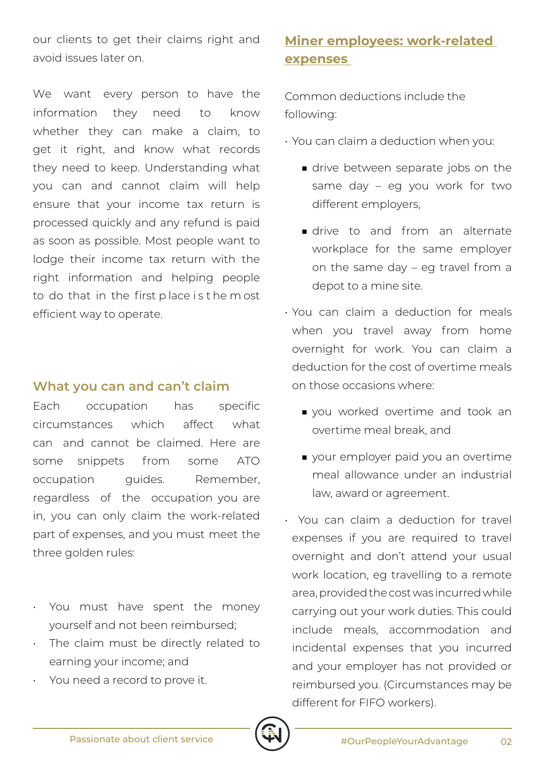our clients to get their claims right and avoid issues later on.

We want every person to have the information they need to know whether they can make a claim, to get it right, and know what records they need to keep. Understanding what you can and cannot claim will help ensure that your income tax return is processed quickly and any refund is paid as soon as possible. Most people want to lodge their income tax return with the right information and helping people to do that in the first place is the most efficient way to operate.

## What you can and can't claim

Each occupation has specific circumstances which affect what can and cannot be claimed. Here are some snippets from some ATO occupation guides. Remember, regardless of the occupation you are in, you can only claim the work-related part of expenses, and you must meet the three golden rules:

- You must have spent the money yourself and not been reimbursed;
- The claim must be directly related to earning your income; and
- You need a record to prove it.

## Miner employees: work-related expenses

Common deductions include the following:

- You can claim a deduction when you:
  - drive between separate jobs on the same day – eg you work for two different employers,
  - drive to and from an alternate workplace for the same employer on the same day – eg travel from a depot to a mine site.
- You can claim a deduction for meals when you travel away from home overnight for work. You can claim a deduction for the cost of overtime meals on those occasions where:
  - you worked overtime and took an overtime meal break, and
  - your employer paid you an overtime meal allowance under an industrial law, award or agreement.
- You can claim a deduction for travel expenses if you are required to travel overnight and don't attend your usual work location, eg travelling to a remote area, provided the cost was incurred while carrying out your work duties. This could include meals, accommodation and incidental expenses that you incurred and your employer has not provided or reimbursed you. (Circumstances may be different for FIFO workers).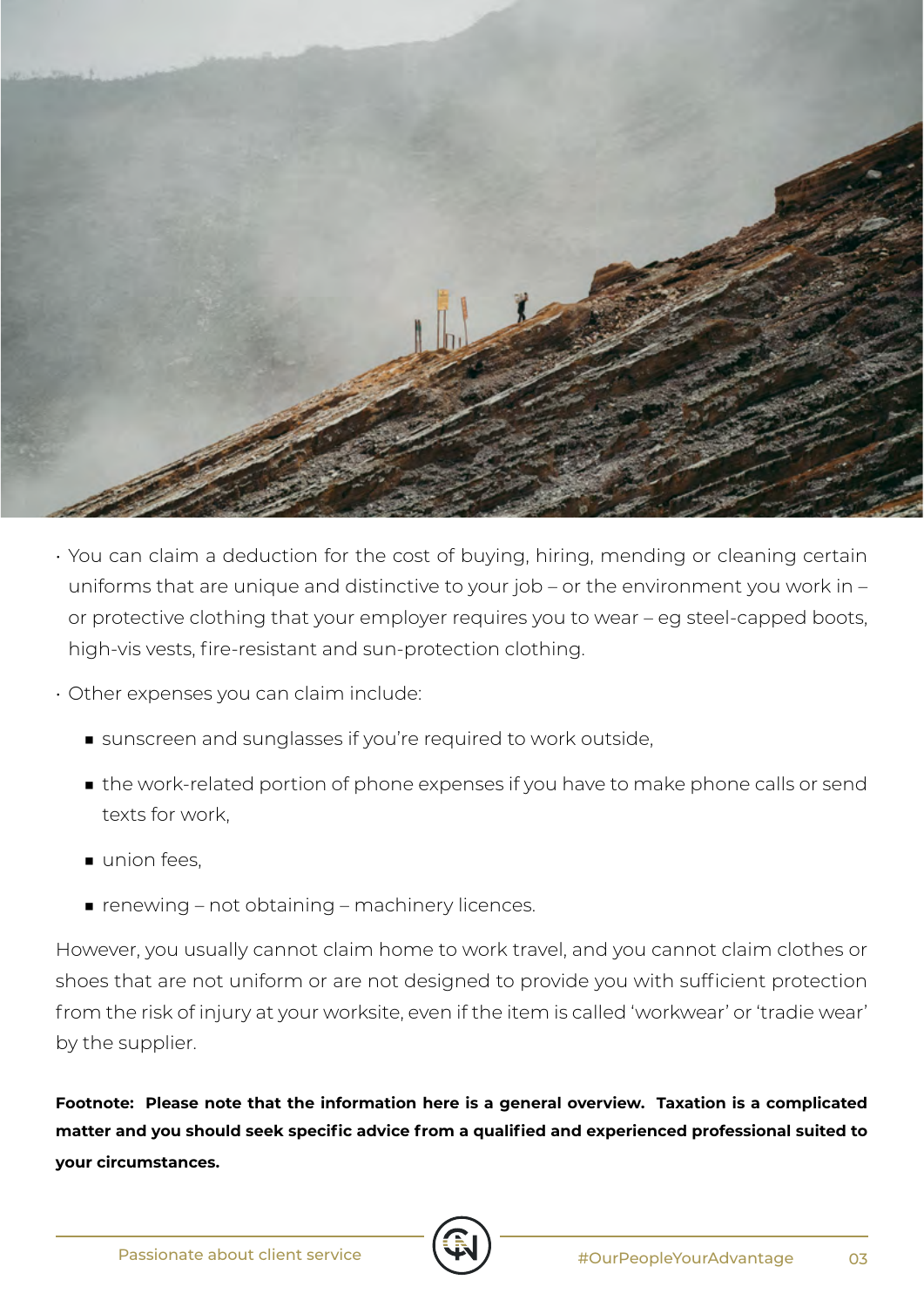- You can claim a deduction for the cost of buying, hiring, mending or cleaning certain uniforms that are unique and distinctive to your job – or the environment you work in – or protective clothing that your employer requires you to wear – eg steel-capped boots, high-vis vests, fire-resistant and sun-protection clothing.
- Other expenses you can claim include:
  - sunscreen and sunglasses if you're required to work outside,
  - the work-related portion of phone expenses if you have to make phone calls or send texts for work,
  - union fees,
  - renewing – not obtaining – machinery licences.

However, you usually cannot claim home to work travel, and you cannot claim clothes or shoes that are not uniform or are not designed to provide you with sufficient protection from the risk of injury at your worksite, even if the item is called 'workwear' or 'tradie wear' by the supplier.

**Footnote: Please note that the information here is a general overview. Taxation is a complicated matter and you should seek specific advice from a qualified and experienced professional suited to your circumstances.**